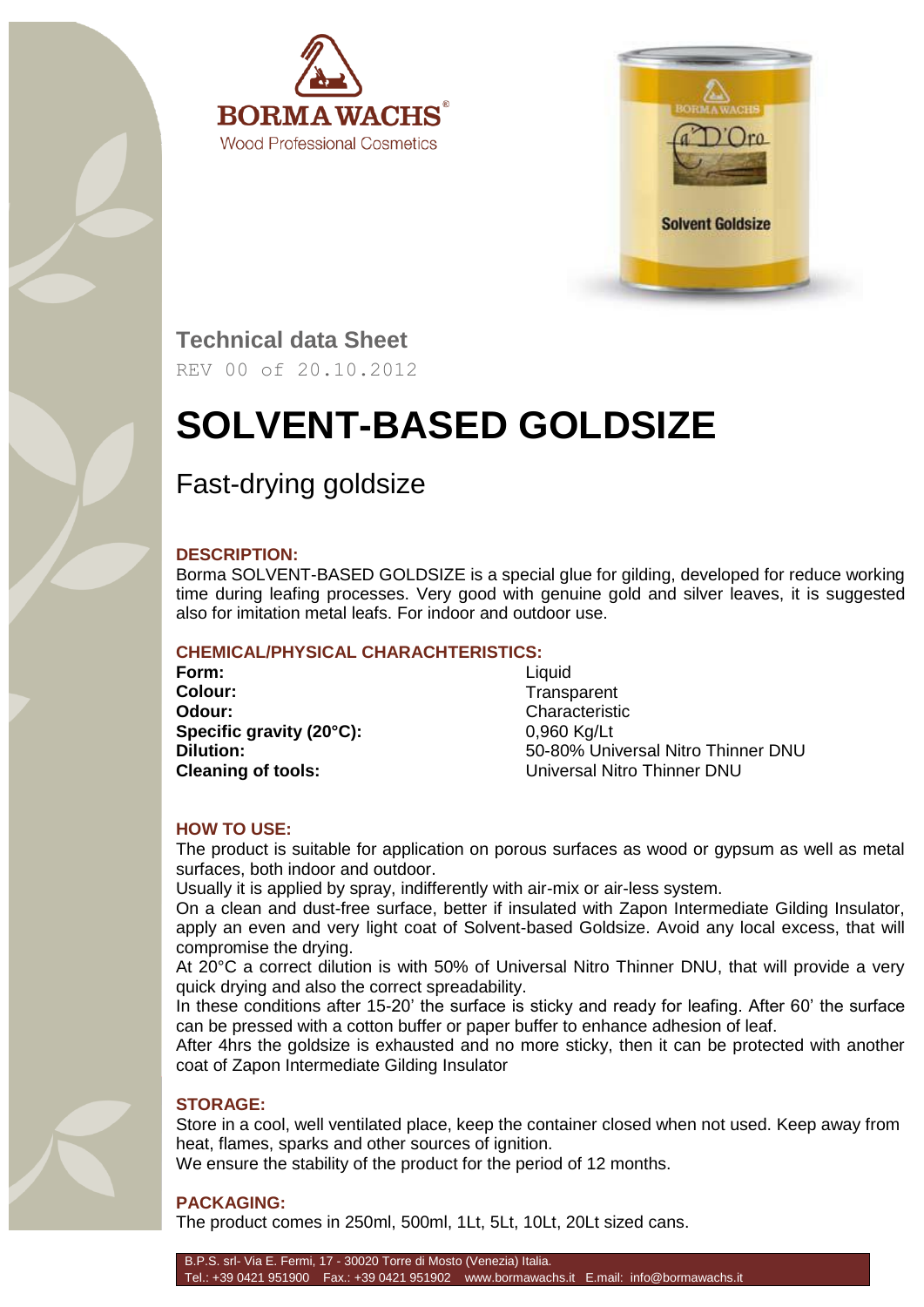BORMA WACHS®
Wood Professional Cosmetics

## Technical data Sheet

REV 00 of 20.10.2012

# SOLVENT-BASED GOLDSIZE

## Fast-drying goldsize

### DESCRIPTION:

Borma SOLVENT-BASED GOLDSIZE is a special glue for gilding, developed for reduce working time during leafing processes. Very good with genuine gold and silver leaves, it is suggested also for imitation metal leafs. For indoor and outdoor use.

### CHEMICAL/PHYSICAL CHARACHTERISTICS:

| | |
|---|---|
| **Form:** | Liquid |
| **Colour:** | Transparent |
| **Odour:** | Characteristic |
| **Specific gravity (20°C):** | 0,960 Kg/Lt |
| **Dilution:** | 50-80% Universal Nitro Thinner DNU |
| **Cleaning of tools:** | Universal Nitro Thinner DNU |

### HOW TO USE:

The product is suitable for application on porous surfaces as wood or gypsum as well as metal surfaces, both indoor and outdoor.

Usually it is applied by spray, indifferently with air-mix or air-less system.

On a clean and dust-free surface, better if insulated with Zapon Intermediate Gilding Insulator, apply an even and very light coat of Solvent-based Goldsize. Avoid any local excess, that will compromise the drying.

At 20°C a correct dilution is with 50% of Universal Nitro Thinner DNU, that will provide a very quick drying and also the correct spreadability.

In these conditions after 15-20' the surface is sticky and ready for leafing. After 60' the surface can be pressed with a cotton buffer or paper buffer to enhance adhesion of leaf.

After 4hrs the goldsize is exhausted and no more sticky, then it can be protected with another coat of Zapon Intermediate Gilding Insulator

### STORAGE:

Store in a cool, well ventilated place, keep the container closed when not used. Keep away from heat, flames, sparks and other sources of ignition.

We ensure the stability of the product for the period of 12 months.

### PACKAGING:

The product comes in 250ml, 500ml, 1Lt, 5Lt, 10Lt, 20Lt sized cans.

B.P.S. srl- Via E. Fermi, 17 - 30020 Torre di Mosto (Venezia) Italia.
Tel.: +39 0421 951900 Fax.: +39 0421 951902 www.bormawachs.it E.mail: info@bormawachs.it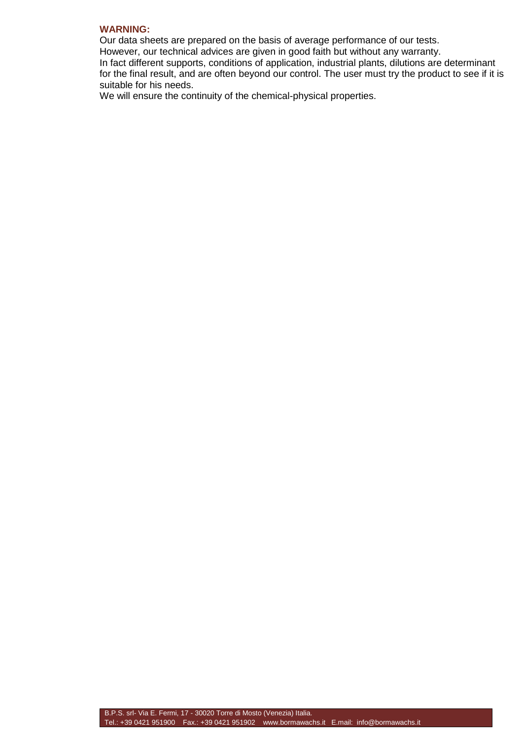**WARNING:**

Our data sheets are prepared on the basis of average performance of our tests.
However, our technical advices are given in good faith but without any warranty.
In fact different supports, conditions of application, industrial plants, dilutions are determinant for the final result, and are often beyond our control. The user must try the product to see if it is suitable for his needs.
We will ensure the continuity of the chemical-physical properties.